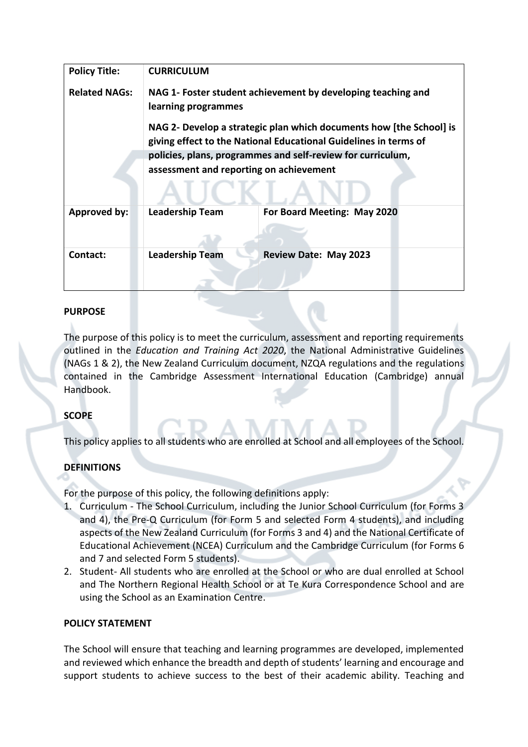| Policy Title: | CURRICULUM | |
|---|---|---|
| Related NAGs: | NAG 1- Foster student achievement by developing teaching and learning programmes<br><br>NAG 2- Develop a strategic plan which documents how [the School] is giving effect to the National Educational Guidelines in terms of policies, plans, programmes and self-review for curriculum, assessment and reporting on achievement | |
| Approved by: | Leadership Team | For Board Meeting: May 2020 |
| Contact: | Leadership Team | Review Date: May 2023 |

**PURPOSE**

The purpose of this policy is to meet the curriculum, assessment and reporting requirements outlined in the *Education and Training Act 2020*, the National Administrative Guidelines (NAGs 1 & 2), the New Zealand Curriculum document, NZQA regulations and the regulations contained in the Cambridge Assessment International Education (Cambridge) annual Handbook.

**SCOPE**

This policy applies to all students who are enrolled at School and all employees of the School.

**DEFINITIONS**

For the purpose of this policy, the following definitions apply:

1. Curriculum - The School Curriculum, including the Junior School Curriculum (for Forms 3 and 4), the Pre-Q Curriculum (for Form 5 and selected Form 4 students), and including aspects of the New Zealand Curriculum (for Forms 3 and 4) and the National Certificate of Educational Achievement (NCEA) Curriculum and the Cambridge Curriculum (for Forms 6 and 7 and selected Form 5 students).
2. Student- All students who are enrolled at the School or who are dual enrolled at School and The Northern Regional Health School or at Te Kura Correspondence School and are using the School as an Examination Centre.

**POLICY STATEMENT**

The School will ensure that teaching and learning programmes are developed, implemented and reviewed which enhance the breadth and depth of students' learning and encourage and support students to achieve success to the best of their academic ability. Teaching and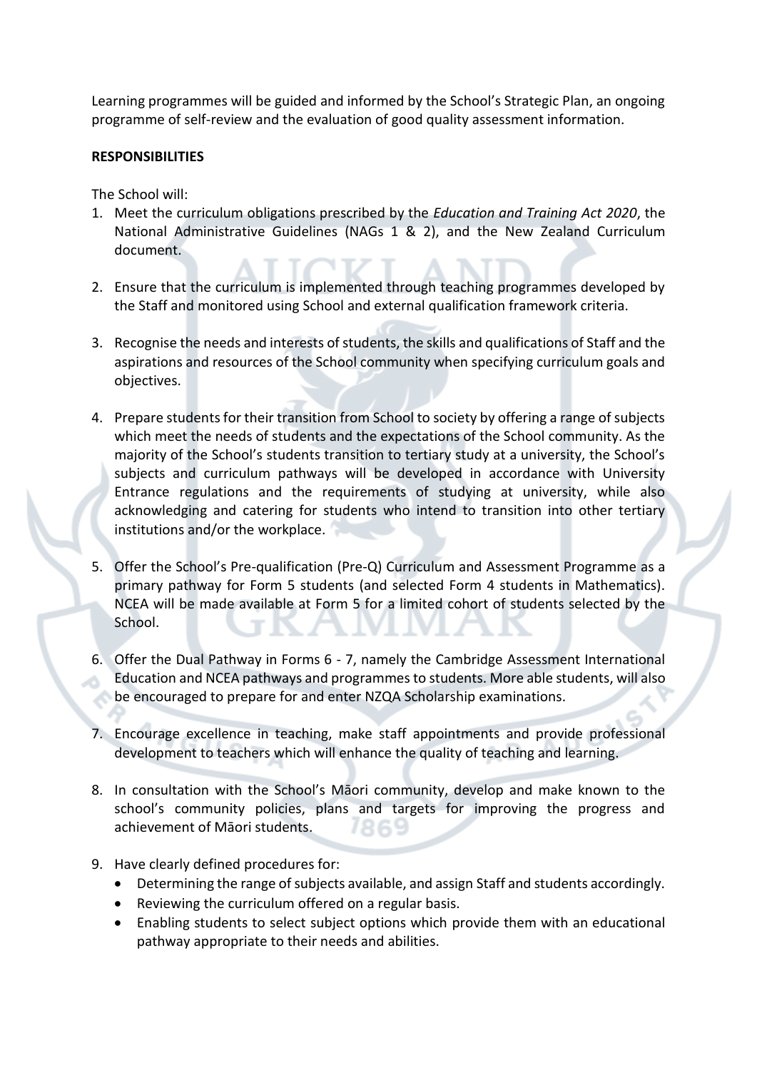Learning programmes will be guided and informed by the School's Strategic Plan, an ongoing programme of self-review and the evaluation of good quality assessment information.

**RESPONSIBILITIES**

The School will:

1. Meet the curriculum obligations prescribed by the *Education and Training Act 2020*, the National Administrative Guidelines (NAGs 1 & 2), and the New Zealand Curriculum document.

2. Ensure that the curriculum is implemented through teaching programmes developed by the Staff and monitored using School and external qualification framework criteria.

3. Recognise the needs and interests of students, the skills and qualifications of Staff and the aspirations and resources of the School community when specifying curriculum goals and objectives.

4. Prepare students for their transition from School to society by offering a range of subjects which meet the needs of students and the expectations of the School community. As the majority of the School's students transition to tertiary study at a university, the School's subjects and curriculum pathways will be developed in accordance with University Entrance regulations and the requirements of studying at university, while also acknowledging and catering for students who intend to transition into other tertiary institutions and/or the workplace.

5. Offer the School's Pre-qualification (Pre-Q) Curriculum and Assessment Programme as a primary pathway for Form 5 students (and selected Form 4 students in Mathematics). NCEA will be made available at Form 5 for a limited cohort of students selected by the School.

6. Offer the Dual Pathway in Forms 6 - 7, namely the Cambridge Assessment International Education and NCEA pathways and programmes to students. More able students, will also be encouraged to prepare for and enter NZQA Scholarship examinations.

7. Encourage excellence in teaching, make staff appointments and provide professional development to teachers which will enhance the quality of teaching and learning.

8. In consultation with the School's Māori community, develop and make known to the school's community policies, plans and targets for improving the progress and achievement of Māori students.

9. Have clearly defined procedures for:
   - Determining the range of subjects available, and assign Staff and students accordingly.
   - Reviewing the curriculum offered on a regular basis.
   - Enabling students to select subject options which provide them with an educational pathway appropriate to their needs and abilities.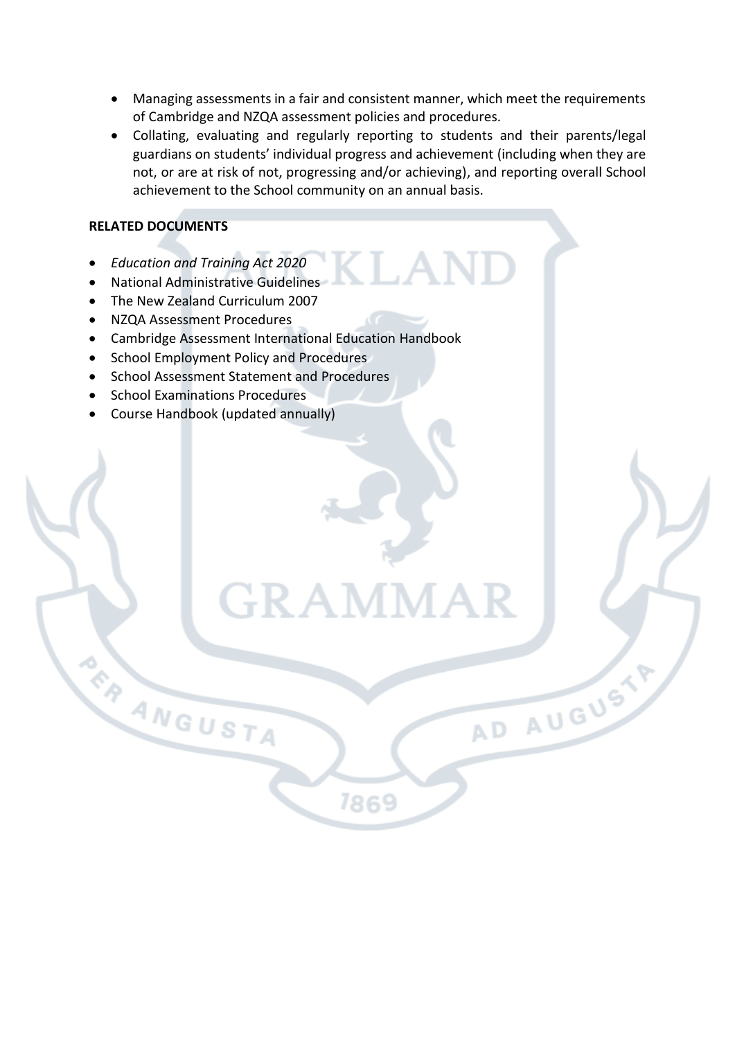- Managing assessments in a fair and consistent manner, which meet the requirements of Cambridge and NZQA assessment policies and procedures.
- Collating, evaluating and regularly reporting to students and their parents/legal guardians on students' individual progress and achievement (including when they are not, or are at risk of not, progressing and/or achieving), and reporting overall School achievement to the School community on an annual basis.

**RELATED DOCUMENTS**

- *Education and Training Act 2020*
- National Administrative Guidelines
- The New Zealand Curriculum 2007
- NZQA Assessment Procedures
- Cambridge Assessment International Education Handbook
- School Employment Policy and Procedures
- School Assessment Statement and Procedures
- School Examinations Procedures
- Course Handbook (updated annually)